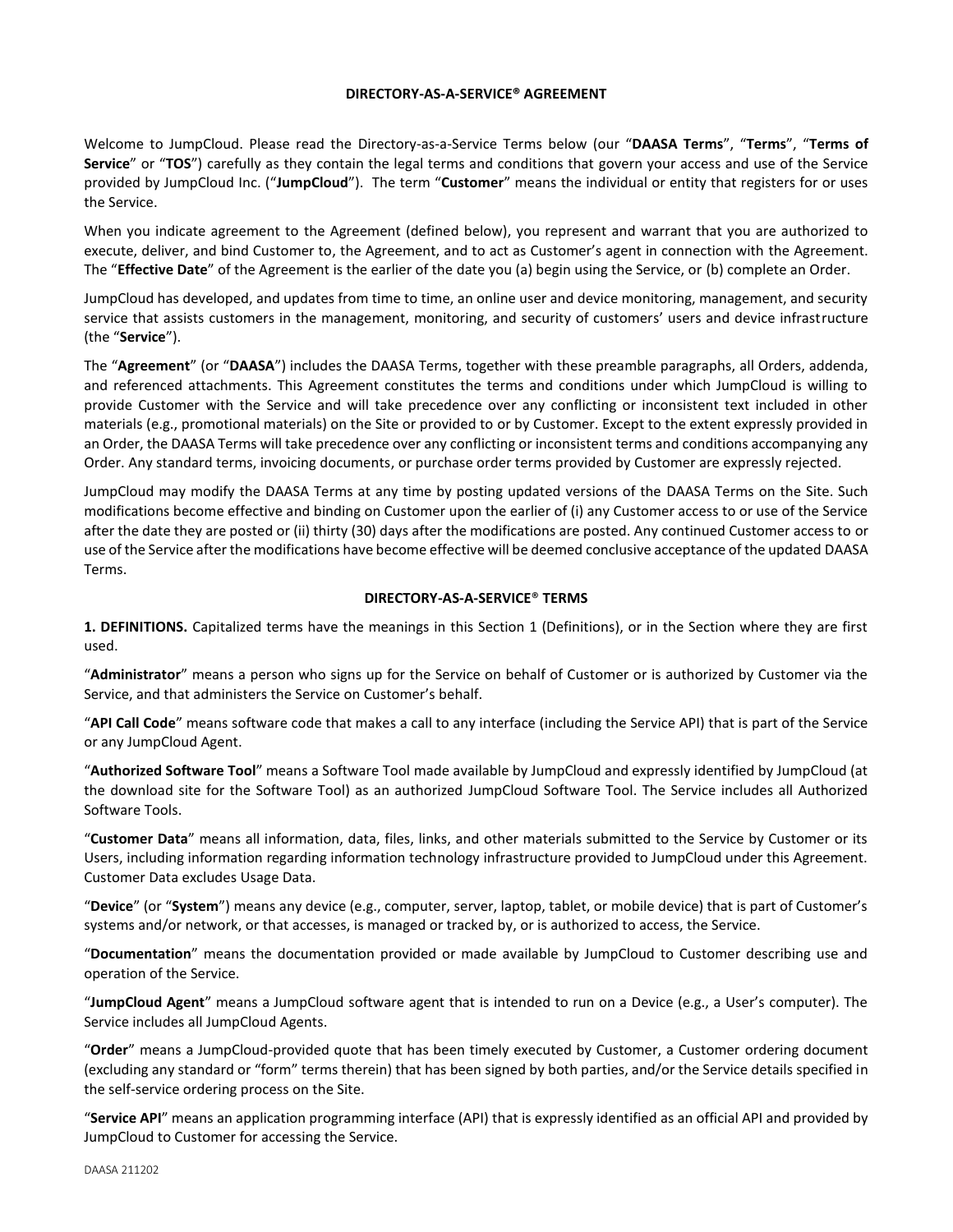**DIRECTORY-AS-A-SERVICE® AGREEMENT**

Welcome to JumpCloud. Please read the Directory-as-a-Service Terms below (our "**DAASA Terms**", "**Terms**", "**Terms of Service**" or "**TOS**") carefully as they contain the legal terms and conditions that govern your access and use of the Service provided by JumpCloud Inc. ("**JumpCloud**"). The term "**Customer**" means the individual or entity that registers for or uses the Service.

When you indicate agreement to the Agreement (defined below), you represent and warrant that you are authorized to execute, deliver, and bind Customer to, the Agreement, and to act as Customer's agent in connection with the Agreement. The "**Effective Date**" of the Agreement is the earlier of the date you (a) begin using the Service, or (b) complete an Order.

JumpCloud has developed, and updates from time to time, an online user and device monitoring, management, and security service that assists customers in the management, monitoring, and security of customers' users and device infrastructure (the "**Service**").

The "**Agreement**" (or "**DAASA**") includes the DAASA Terms, together with these preamble paragraphs, all Orders, addenda, and referenced attachments. This Agreement constitutes the terms and conditions under which JumpCloud is willing to provide Customer with the Service and will take precedence over any conflicting or inconsistent text included in other materials (e.g., promotional materials) on the Site or provided to or by Customer. Except to the extent expressly provided in an Order, the DAASA Terms will take precedence over any conflicting or inconsistent terms and conditions accompanying any Order. Any standard terms, invoicing documents, or purchase order terms provided by Customer are expressly rejected.

JumpCloud may modify the DAASA Terms at any time by posting updated versions of the DAASA Terms on the Site. Such modifications become effective and binding on Customer upon the earlier of (i) any Customer access to or use of the Service after the date they are posted or (ii) thirty (30) days after the modifications are posted. Any continued Customer access to or use of the Service after the modifications have become effective will be deemed conclusive acceptance of the updated DAASA Terms.

**DIRECTORY-AS-A-SERVICE® TERMS**

**1. DEFINITIONS.** Capitalized terms have the meanings in this Section 1 (Definitions), or in the Section where they are first used.

"**Administrator**" means a person who signs up for the Service on behalf of Customer or is authorized by Customer via the Service, and that administers the Service on Customer's behalf.

"**API Call Code**" means software code that makes a call to any interface (including the Service API) that is part of the Service or any JumpCloud Agent.

"**Authorized Software Tool**" means a Software Tool made available by JumpCloud and expressly identified by JumpCloud (at the download site for the Software Tool) as an authorized JumpCloud Software Tool. The Service includes all Authorized Software Tools.

"**Customer Data**" means all information, data, files, links, and other materials submitted to the Service by Customer or its Users, including information regarding information technology infrastructure provided to JumpCloud under this Agreement. Customer Data excludes Usage Data.

"**Device**" (or "**System**") means any device (e.g., computer, server, laptop, tablet, or mobile device) that is part of Customer's systems and/or network, or that accesses, is managed or tracked by, or is authorized to access, the Service.

"**Documentation**" means the documentation provided or made available by JumpCloud to Customer describing use and operation of the Service.

"**JumpCloud Agent**" means a JumpCloud software agent that is intended to run on a Device (e.g., a User's computer). The Service includes all JumpCloud Agents.

"**Order**" means a JumpCloud-provided quote that has been timely executed by Customer, a Customer ordering document (excluding any standard or "form" terms therein) that has been signed by both parties, and/or the Service details specified in the self-service ordering process on the Site.

"**Service API**" means an application programming interface (API) that is expressly identified as an official API and provided by JumpCloud to Customer for accessing the Service.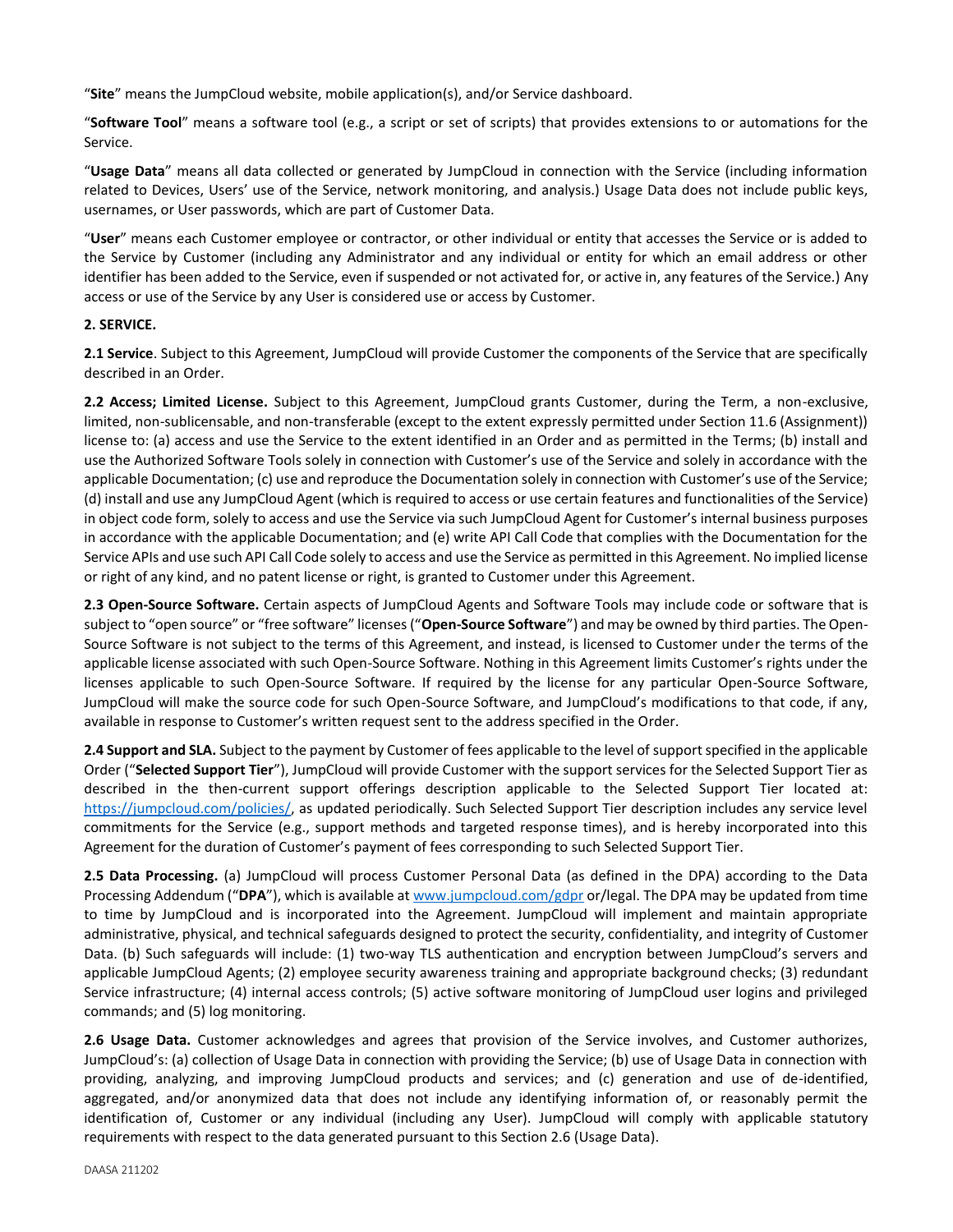"**Site**" means the JumpCloud website, mobile application(s), and/or Service dashboard.

"**Software Tool**" means a software tool (e.g., a script or set of scripts) that provides extensions to or automations for the Service.

"**Usage Data**" means all data collected or generated by JumpCloud in connection with the Service (including information related to Devices, Users' use of the Service, network monitoring, and analysis.) Usage Data does not include public keys, usernames, or User passwords, which are part of Customer Data.

"**User**" means each Customer employee or contractor, or other individual or entity that accesses the Service or is added to the Service by Customer (including any Administrator and any individual or entity for which an email address or other identifier has been added to the Service, even if suspended or not activated for, or active in, any features of the Service.) Any access or use of the Service by any User is considered use or access by Customer.

**2. SERVICE.**

**2.1 Service**. Subject to this Agreement, JumpCloud will provide Customer the components of the Service that are specifically described in an Order.

**2.2 Access; Limited License.** Subject to this Agreement, JumpCloud grants Customer, during the Term, a non-exclusive, limited, non-sublicensable, and non-transferable (except to the extent expressly permitted under Section 11.6 (Assignment)) license to: (a) access and use the Service to the extent identified in an Order and as permitted in the Terms; (b) install and use the Authorized Software Tools solely in connection with Customer's use of the Service and solely in accordance with the applicable Documentation; (c) use and reproduce the Documentation solely in connection with Customer's use of the Service; (d) install and use any JumpCloud Agent (which is required to access or use certain features and functionalities of the Service) in object code form, solely to access and use the Service via such JumpCloud Agent for Customer's internal business purposes in accordance with the applicable Documentation; and (e) write API Call Code that complies with the Documentation for the Service APIs and use such API Call Code solely to access and use the Service as permitted in this Agreement. No implied license or right of any kind, and no patent license or right, is granted to Customer under this Agreement.

**2.3 Open-Source Software.** Certain aspects of JumpCloud Agents and Software Tools may include code or software that is subject to "open source" or "free software" licenses ("**Open-Source Software**") and may be owned by third parties. The Open-Source Software is not subject to the terms of this Agreement, and instead, is licensed to Customer under the terms of the applicable license associated with such Open-Source Software. Nothing in this Agreement limits Customer's rights under the licenses applicable to such Open-Source Software. If required by the license for any particular Open-Source Software, JumpCloud will make the source code for such Open-Source Software, and JumpCloud's modifications to that code, if any, available in response to Customer's written request sent to the address specified in the Order.

**2.4 Support and SLA.** Subject to the payment by Customer of fees applicable to the level of support specified in the applicable Order ("**Selected Support Tier**"), JumpCloud will provide Customer with the support services for the Selected Support Tier as described in the then-current support offerings description applicable to the Selected Support Tier located at: https://jumpcloud.com/policies/, as updated periodically. Such Selected Support Tier description includes any service level commitments for the Service (e.g., support methods and targeted response times), and is hereby incorporated into this Agreement for the duration of Customer's payment of fees corresponding to such Selected Support Tier.

**2.5 Data Processing.** (a) JumpCloud will process Customer Personal Data (as defined in the DPA) according to the Data Processing Addendum ("**DPA**"), which is available at www.jumpcloud.com/gdpr or/legal. The DPA may be updated from time to time by JumpCloud and is incorporated into the Agreement. JumpCloud will implement and maintain appropriate administrative, physical, and technical safeguards designed to protect the security, confidentiality, and integrity of Customer Data. (b) Such safeguards will include: (1) two-way TLS authentication and encryption between JumpCloud's servers and applicable JumpCloud Agents; (2) employee security awareness training and appropriate background checks; (3) redundant Service infrastructure; (4) internal access controls; (5) active software monitoring of JumpCloud user logins and privileged commands; and (5) log monitoring.

**2.6 Usage Data.** Customer acknowledges and agrees that provision of the Service involves, and Customer authorizes, JumpCloud's: (a) collection of Usage Data in connection with providing the Service; (b) use of Usage Data in connection with providing, analyzing, and improving JumpCloud products and services; and (c) generation and use of de-identified, aggregated, and/or anonymized data that does not include any identifying information of, or reasonably permit the identification of, Customer or any individual (including any User). JumpCloud will comply with applicable statutory requirements with respect to the data generated pursuant to this Section 2.6 (Usage Data).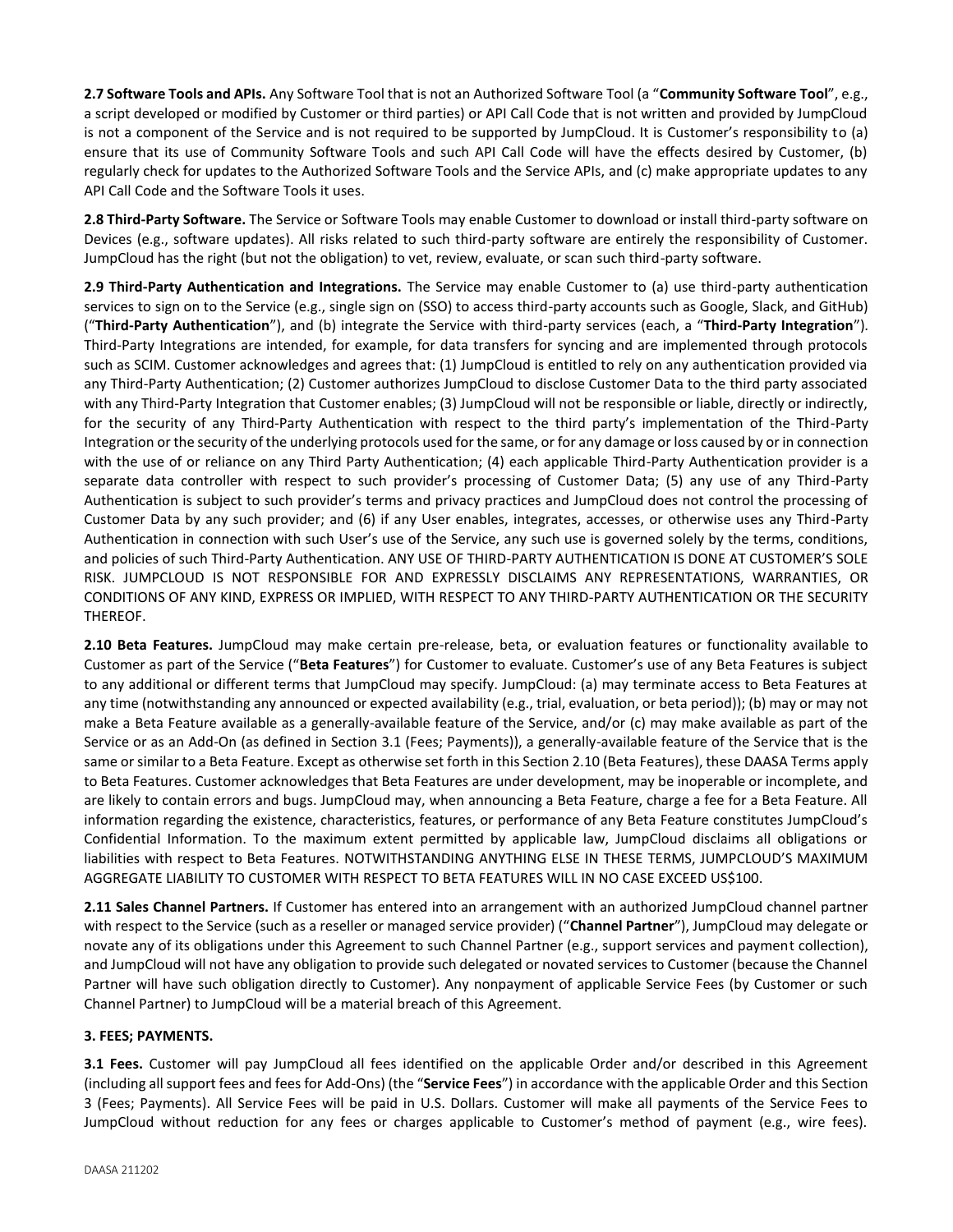**2.7 Software Tools and APIs.** Any Software Tool that is not an Authorized Software Tool (a "**Community Software Tool**", e.g., a script developed or modified by Customer or third parties) or API Call Code that is not written and provided by JumpCloud is not a component of the Service and is not required to be supported by JumpCloud. It is Customer's responsibility to (a) ensure that its use of Community Software Tools and such API Call Code will have the effects desired by Customer, (b) regularly check for updates to the Authorized Software Tools and the Service APIs, and (c) make appropriate updates to any API Call Code and the Software Tools it uses.

**2.8 Third-Party Software.** The Service or Software Tools may enable Customer to download or install third-party software on Devices (e.g., software updates). All risks related to such third-party software are entirely the responsibility of Customer. JumpCloud has the right (but not the obligation) to vet, review, evaluate, or scan such third-party software.

**2.9 Third-Party Authentication and Integrations.** The Service may enable Customer to (a) use third-party authentication services to sign on to the Service (e.g., single sign on (SSO) to access third-party accounts such as Google, Slack, and GitHub) ("**Third-Party Authentication**"), and (b) integrate the Service with third-party services (each, a "**Third-Party Integration**"). Third-Party Integrations are intended, for example, for data transfers for syncing and are implemented through protocols such as SCIM. Customer acknowledges and agrees that: (1) JumpCloud is entitled to rely on any authentication provided via any Third-Party Authentication; (2) Customer authorizes JumpCloud to disclose Customer Data to the third party associated with any Third-Party Integration that Customer enables; (3) JumpCloud will not be responsible or liable, directly or indirectly, for the security of any Third-Party Authentication with respect to the third party's implementation of the Third-Party Integration or the security of the underlying protocols used for the same, or for any damage or loss caused by or in connection with the use of or reliance on any Third Party Authentication; (4) each applicable Third-Party Authentication provider is a separate data controller with respect to such provider's processing of Customer Data; (5) any use of any Third-Party Authentication is subject to such provider's terms and privacy practices and JumpCloud does not control the processing of Customer Data by any such provider; and (6) if any User enables, integrates, accesses, or otherwise uses any Third-Party Authentication in connection with such User's use of the Service, any such use is governed solely by the terms, conditions, and policies of such Third-Party Authentication. ANY USE OF THIRD-PARTY AUTHENTICATION IS DONE AT CUSTOMER'S SOLE RISK. JUMPCLOUD IS NOT RESPONSIBLE FOR AND EXPRESSLY DISCLAIMS ANY REPRESENTATIONS, WARRANTIES, OR CONDITIONS OF ANY KIND, EXPRESS OR IMPLIED, WITH RESPECT TO ANY THIRD-PARTY AUTHENTICATION OR THE SECURITY THEREOF.

**2.10 Beta Features.** JumpCloud may make certain pre-release, beta, or evaluation features or functionality available to Customer as part of the Service ("**Beta Features**") for Customer to evaluate. Customer's use of any Beta Features is subject to any additional or different terms that JumpCloud may specify. JumpCloud: (a) may terminate access to Beta Features at any time (notwithstanding any announced or expected availability (e.g., trial, evaluation, or beta period)); (b) may or may not make a Beta Feature available as a generally-available feature of the Service, and/or (c) may make available as part of the Service or as an Add-On (as defined in Section 3.1 (Fees; Payments)), a generally-available feature of the Service that is the same or similar to a Beta Feature. Except as otherwise set forth in this Section 2.10 (Beta Features), these DAASA Terms apply to Beta Features. Customer acknowledges that Beta Features are under development, may be inoperable or incomplete, and are likely to contain errors and bugs. JumpCloud may, when announcing a Beta Feature, charge a fee for a Beta Feature. All information regarding the existence, characteristics, features, or performance of any Beta Feature constitutes JumpCloud's Confidential Information. To the maximum extent permitted by applicable law, JumpCloud disclaims all obligations or liabilities with respect to Beta Features. NOTWITHSTANDING ANYTHING ELSE IN THESE TERMS, JUMPCLOUD'S MAXIMUM AGGREGATE LIABILITY TO CUSTOMER WITH RESPECT TO BETA FEATURES WILL IN NO CASE EXCEED US$100.

**2.11 Sales Channel Partners.** If Customer has entered into an arrangement with an authorized JumpCloud channel partner with respect to the Service (such as a reseller or managed service provider) ("**Channel Partner**"), JumpCloud may delegate or novate any of its obligations under this Agreement to such Channel Partner (e.g., support services and payment collection), and JumpCloud will not have any obligation to provide such delegated or novated services to Customer (because the Channel Partner will have such obligation directly to Customer). Any nonpayment of applicable Service Fees (by Customer or such Channel Partner) to JumpCloud will be a material breach of this Agreement.

**3. FEES; PAYMENTS.**

**3.1 Fees.** Customer will pay JumpCloud all fees identified on the applicable Order and/or described in this Agreement (including all support fees and fees for Add-Ons) (the "**Service Fees**") in accordance with the applicable Order and this Section 3 (Fees; Payments). All Service Fees will be paid in U.S. Dollars. Customer will make all payments of the Service Fees to JumpCloud without reduction for any fees or charges applicable to Customer's method of payment (e.g., wire fees).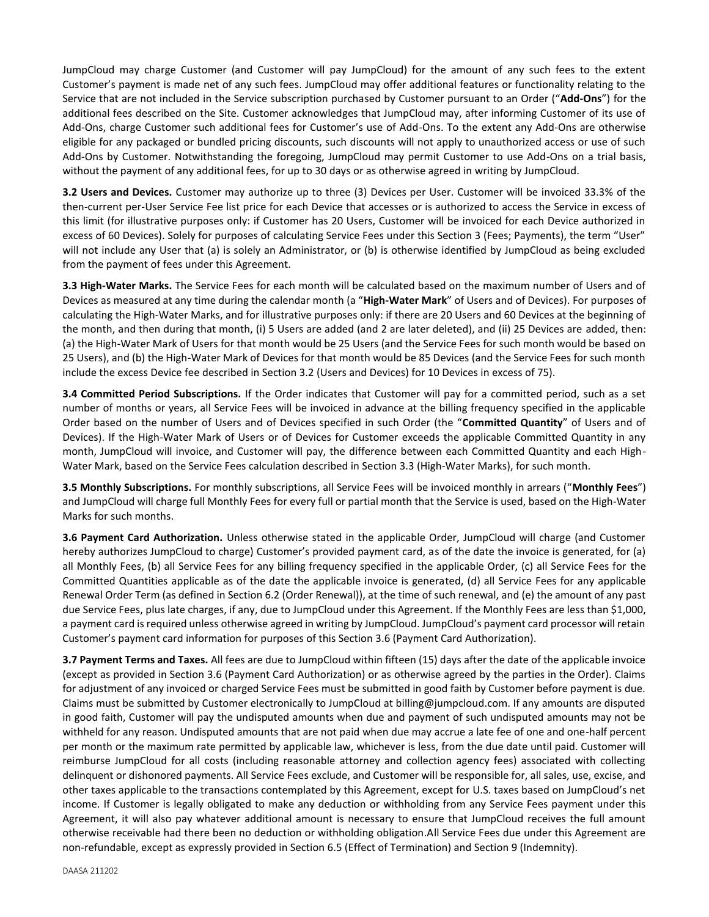JumpCloud may charge Customer (and Customer will pay JumpCloud) for the amount of any such fees to the extent Customer's payment is made net of any such fees. JumpCloud may offer additional features or functionality relating to the Service that are not included in the Service subscription purchased by Customer pursuant to an Order ("**Add-Ons**") for the additional fees described on the Site. Customer acknowledges that JumpCloud may, after informing Customer of its use of Add-Ons, charge Customer such additional fees for Customer's use of Add-Ons. To the extent any Add-Ons are otherwise eligible for any packaged or bundled pricing discounts, such discounts will not apply to unauthorized access or use of such Add-Ons by Customer. Notwithstanding the foregoing, JumpCloud may permit Customer to use Add-Ons on a trial basis, without the payment of any additional fees, for up to 30 days or as otherwise agreed in writing by JumpCloud.

**3.2 Users and Devices.** Customer may authorize up to three (3) Devices per User. Customer will be invoiced 33.3% of the then-current per-User Service Fee list price for each Device that accesses or is authorized to access the Service in excess of this limit (for illustrative purposes only: if Customer has 20 Users, Customer will be invoiced for each Device authorized in excess of 60 Devices). Solely for purposes of calculating Service Fees under this Section 3 (Fees; Payments), the term "User" will not include any User that (a) is solely an Administrator, or (b) is otherwise identified by JumpCloud as being excluded from the payment of fees under this Agreement.

**3.3 High-Water Marks.** The Service Fees for each month will be calculated based on the maximum number of Users and of Devices as measured at any time during the calendar month (a "**High-Water Mark**" of Users and of Devices). For purposes of calculating the High-Water Marks, and for illustrative purposes only: if there are 20 Users and 60 Devices at the beginning of the month, and then during that month, (i) 5 Users are added (and 2 are later deleted), and (ii) 25 Devices are added, then: (a) the High-Water Mark of Users for that month would be 25 Users (and the Service Fees for such month would be based on 25 Users), and (b) the High-Water Mark of Devices for that month would be 85 Devices (and the Service Fees for such month include the excess Device fee described in Section 3.2 (Users and Devices) for 10 Devices in excess of 75).

**3.4 Committed Period Subscriptions.** If the Order indicates that Customer will pay for a committed period, such as a set number of months or years, all Service Fees will be invoiced in advance at the billing frequency specified in the applicable Order based on the number of Users and of Devices specified in such Order (the "**Committed Quantity**" of Users and of Devices). If the High-Water Mark of Users or of Devices for Customer exceeds the applicable Committed Quantity in any month, JumpCloud will invoice, and Customer will pay, the difference between each Committed Quantity and each High-Water Mark, based on the Service Fees calculation described in Section 3.3 (High-Water Marks), for such month.

**3.5 Monthly Subscriptions.** For monthly subscriptions, all Service Fees will be invoiced monthly in arrears ("**Monthly Fees**") and JumpCloud will charge full Monthly Fees for every full or partial month that the Service is used, based on the High-Water Marks for such months.

**3.6 Payment Card Authorization.** Unless otherwise stated in the applicable Order, JumpCloud will charge (and Customer hereby authorizes JumpCloud to charge) Customer's provided payment card, as of the date the invoice is generated, for (a) all Monthly Fees, (b) all Service Fees for any billing frequency specified in the applicable Order, (c) all Service Fees for the Committed Quantities applicable as of the date the applicable invoice is generated, (d) all Service Fees for any applicable Renewal Order Term (as defined in Section 6.2 (Order Renewal)), at the time of such renewal, and (e) the amount of any past due Service Fees, plus late charges, if any, due to JumpCloud under this Agreement. If the Monthly Fees are less than $1,000, a payment card is required unless otherwise agreed in writing by JumpCloud. JumpCloud's payment card processor will retain Customer's payment card information for purposes of this Section 3.6 (Payment Card Authorization).

**3.7 Payment Terms and Taxes.** All fees are due to JumpCloud within fifteen (15) days after the date of the applicable invoice (except as provided in Section 3.6 (Payment Card Authorization) or as otherwise agreed by the parties in the Order). Claims for adjustment of any invoiced or charged Service Fees must be submitted in good faith by Customer before payment is due. Claims must be submitted by Customer electronically to JumpCloud at billing@jumpcloud.com. If any amounts are disputed in good faith, Customer will pay the undisputed amounts when due and payment of such undisputed amounts may not be withheld for any reason. Undisputed amounts that are not paid when due may accrue a late fee of one and one-half percent per month or the maximum rate permitted by applicable law, whichever is less, from the due date until paid. Customer will reimburse JumpCloud for all costs (including reasonable attorney and collection agency fees) associated with collecting delinquent or dishonored payments. All Service Fees exclude, and Customer will be responsible for, all sales, use, excise, and other taxes applicable to the transactions contemplated by this Agreement, except for U.S. taxes based on JumpCloud's net income. If Customer is legally obligated to make any deduction or withholding from any Service Fees payment under this Agreement, it will also pay whatever additional amount is necessary to ensure that JumpCloud receives the full amount otherwise receivable had there been no deduction or withholding obligation.All Service Fees due under this Agreement are non-refundable, except as expressly provided in Section 6.5 (Effect of Termination) and Section 9 (Indemnity).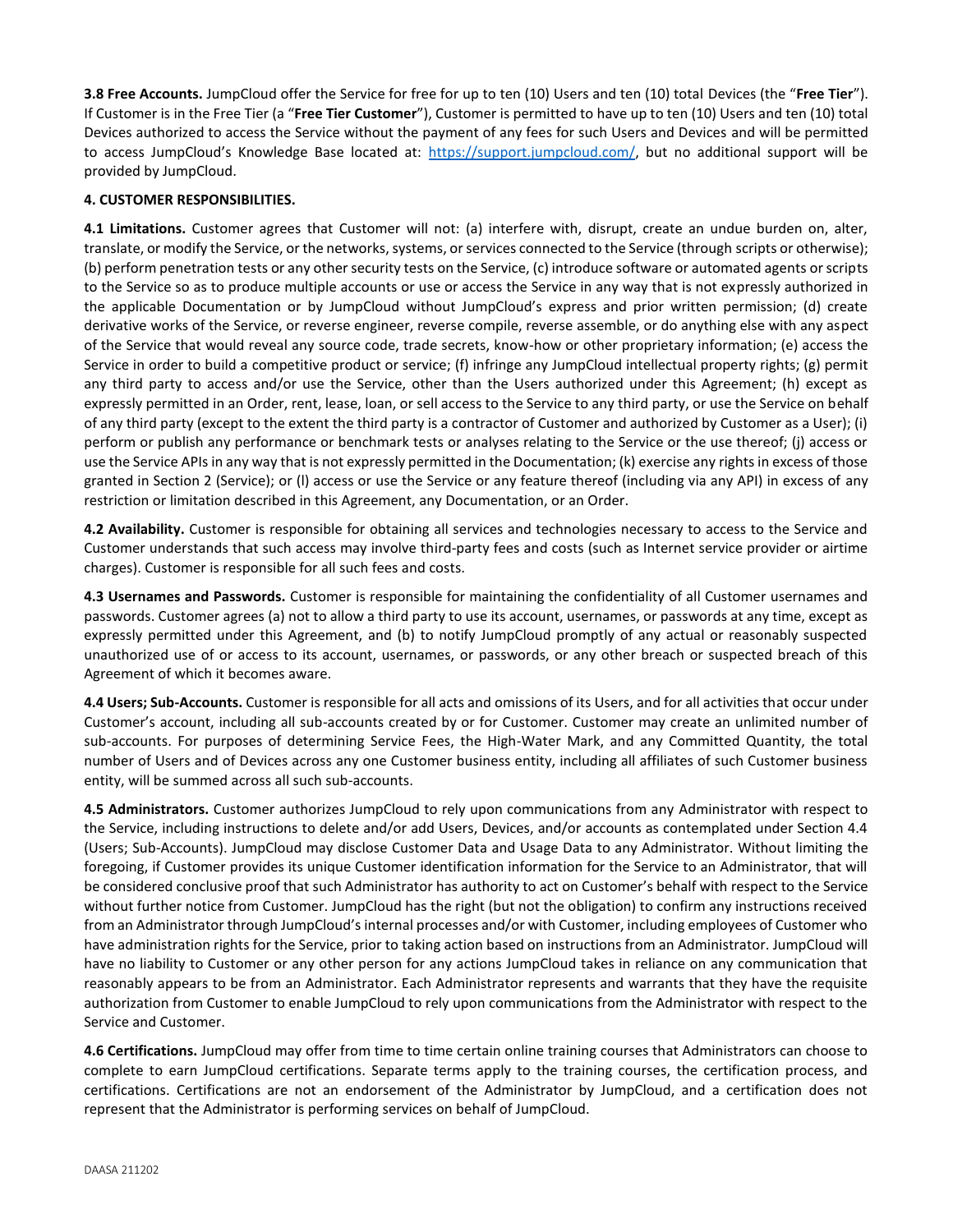**3.8 Free Accounts.** JumpCloud offer the Service for free for up to ten (10) Users and ten (10) total Devices (the "**Free Tier**"). If Customer is in the Free Tier (a "**Free Tier Customer**"), Customer is permitted to have up to ten (10) Users and ten (10) total Devices authorized to access the Service without the payment of any fees for such Users and Devices and will be permitted to access JumpCloud's Knowledge Base located at: https://support.jumpcloud.com/, but no additional support will be provided by JumpCloud.

**4. CUSTOMER RESPONSIBILITIES.**

**4.1 Limitations.** Customer agrees that Customer will not: (a) interfere with, disrupt, create an undue burden on, alter, translate, or modify the Service, or the networks, systems, or services connected to the Service (through scripts or otherwise); (b) perform penetration tests or any other security tests on the Service, (c) introduce software or automated agents or scripts to the Service so as to produce multiple accounts or use or access the Service in any way that is not expressly authorized in the applicable Documentation or by JumpCloud without JumpCloud's express and prior written permission; (d) create derivative works of the Service, or reverse engineer, reverse compile, reverse assemble, or do anything else with any aspect of the Service that would reveal any source code, trade secrets, know-how or other proprietary information; (e) access the Service in order to build a competitive product or service; (f) infringe any JumpCloud intellectual property rights; (g) permit any third party to access and/or use the Service, other than the Users authorized under this Agreement; (h) except as expressly permitted in an Order, rent, lease, loan, or sell access to the Service to any third party, or use the Service on behalf of any third party (except to the extent the third party is a contractor of Customer and authorized by Customer as a User); (i) perform or publish any performance or benchmark tests or analyses relating to the Service or the use thereof; (j) access or use the Service APIs in any way that is not expressly permitted in the Documentation; (k) exercise any rights in excess of those granted in Section 2 (Service); or (l) access or use the Service or any feature thereof (including via any API) in excess of any restriction or limitation described in this Agreement, any Documentation, or an Order.

**4.2 Availability.** Customer is responsible for obtaining all services and technologies necessary to access to the Service and Customer understands that such access may involve third-party fees and costs (such as Internet service provider or airtime charges). Customer is responsible for all such fees and costs.

**4.3 Usernames and Passwords.** Customer is responsible for maintaining the confidentiality of all Customer usernames and passwords. Customer agrees (a) not to allow a third party to use its account, usernames, or passwords at any time, except as expressly permitted under this Agreement, and (b) to notify JumpCloud promptly of any actual or reasonably suspected unauthorized use of or access to its account, usernames, or passwords, or any other breach or suspected breach of this Agreement of which it becomes aware.

**4.4 Users; Sub-Accounts.** Customer is responsible for all acts and omissions of its Users, and for all activities that occur under Customer's account, including all sub-accounts created by or for Customer. Customer may create an unlimited number of sub-accounts. For purposes of determining Service Fees, the High-Water Mark, and any Committed Quantity, the total number of Users and of Devices across any one Customer business entity, including all affiliates of such Customer business entity, will be summed across all such sub-accounts.

**4.5 Administrators.** Customer authorizes JumpCloud to rely upon communications from any Administrator with respect to the Service, including instructions to delete and/or add Users, Devices, and/or accounts as contemplated under Section 4.4 (Users; Sub-Accounts). JumpCloud may disclose Customer Data and Usage Data to any Administrator. Without limiting the foregoing, if Customer provides its unique Customer identification information for the Service to an Administrator, that will be considered conclusive proof that such Administrator has authority to act on Customer's behalf with respect to the Service without further notice from Customer. JumpCloud has the right (but not the obligation) to confirm any instructions received from an Administrator through JumpCloud's internal processes and/or with Customer, including employees of Customer who have administration rights for the Service, prior to taking action based on instructions from an Administrator. JumpCloud will have no liability to Customer or any other person for any actions JumpCloud takes in reliance on any communication that reasonably appears to be from an Administrator. Each Administrator represents and warrants that they have the requisite authorization from Customer to enable JumpCloud to rely upon communications from the Administrator with respect to the Service and Customer.

**4.6 Certifications.** JumpCloud may offer from time to time certain online training courses that Administrators can choose to complete to earn JumpCloud certifications. Separate terms apply to the training courses, the certification process, and certifications. Certifications are not an endorsement of the Administrator by JumpCloud, and a certification does not represent that the Administrator is performing services on behalf of JumpCloud.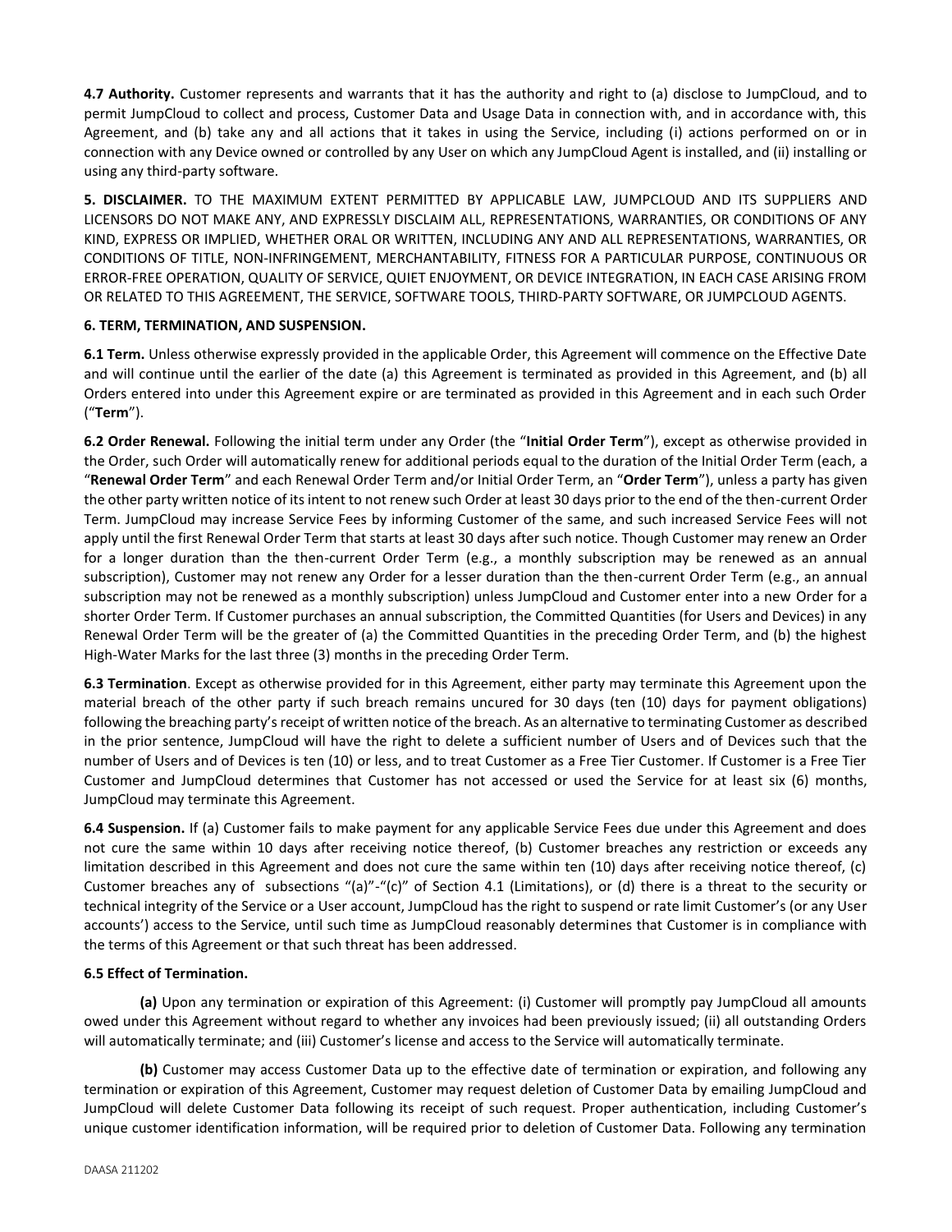**4.7 Authority.** Customer represents and warrants that it has the authority and right to (a) disclose to JumpCloud, and to permit JumpCloud to collect and process, Customer Data and Usage Data in connection with, and in accordance with, this Agreement, and (b) take any and all actions that it takes in using the Service, including (i) actions performed on or in connection with any Device owned or controlled by any User on which any JumpCloud Agent is installed, and (ii) installing or using any third-party software.

**5. DISCLAIMER.** TO THE MAXIMUM EXTENT PERMITTED BY APPLICABLE LAW, JUMPCLOUD AND ITS SUPPLIERS AND LICENSORS DO NOT MAKE ANY, AND EXPRESSLY DISCLAIM ALL, REPRESENTATIONS, WARRANTIES, OR CONDITIONS OF ANY KIND, EXPRESS OR IMPLIED, WHETHER ORAL OR WRITTEN, INCLUDING ANY AND ALL REPRESENTATIONS, WARRANTIES, OR CONDITIONS OF TITLE, NON-INFRINGEMENT, MERCHANTABILITY, FITNESS FOR A PARTICULAR PURPOSE, CONTINUOUS OR ERROR-FREE OPERATION, QUALITY OF SERVICE, QUIET ENJOYMENT, OR DEVICE INTEGRATION, IN EACH CASE ARISING FROM OR RELATED TO THIS AGREEMENT, THE SERVICE, SOFTWARE TOOLS, THIRD-PARTY SOFTWARE, OR JUMPCLOUD AGENTS.

**6. TERM, TERMINATION, AND SUSPENSION.**

**6.1 Term.** Unless otherwise expressly provided in the applicable Order, this Agreement will commence on the Effective Date and will continue until the earlier of the date (a) this Agreement is terminated as provided in this Agreement, and (b) all Orders entered into under this Agreement expire or are terminated as provided in this Agreement and in each such Order ("**Term**").

**6.2 Order Renewal.** Following the initial term under any Order (the "**Initial Order Term**"), except as otherwise provided in the Order, such Order will automatically renew for additional periods equal to the duration of the Initial Order Term (each, a "**Renewal Order Term**" and each Renewal Order Term and/or Initial Order Term, an "**Order Term**"), unless a party has given the other party written notice of its intent to not renew such Order at least 30 days prior to the end of the then-current Order Term. JumpCloud may increase Service Fees by informing Customer of the same, and such increased Service Fees will not apply until the first Renewal Order Term that starts at least 30 days after such notice. Though Customer may renew an Order for a longer duration than the then-current Order Term (e.g., a monthly subscription may be renewed as an annual subscription), Customer may not renew any Order for a lesser duration than the then-current Order Term (e.g., an annual subscription may not be renewed as a monthly subscription) unless JumpCloud and Customer enter into a new Order for a shorter Order Term. If Customer purchases an annual subscription, the Committed Quantities (for Users and Devices) in any Renewal Order Term will be the greater of (a) the Committed Quantities in the preceding Order Term, and (b) the highest High-Water Marks for the last three (3) months in the preceding Order Term.

**6.3 Termination**. Except as otherwise provided for in this Agreement, either party may terminate this Agreement upon the material breach of the other party if such breach remains uncured for 30 days (ten (10) days for payment obligations) following the breaching party's receipt of written notice of the breach. As an alternative to terminating Customer as described in the prior sentence, JumpCloud will have the right to delete a sufficient number of Users and of Devices such that the number of Users and of Devices is ten (10) or less, and to treat Customer as a Free Tier Customer. If Customer is a Free Tier Customer and JumpCloud determines that Customer has not accessed or used the Service for at least six (6) months, JumpCloud may terminate this Agreement.

**6.4 Suspension.** If (a) Customer fails to make payment for any applicable Service Fees due under this Agreement and does not cure the same within 10 days after receiving notice thereof, (b) Customer breaches any restriction or exceeds any limitation described in this Agreement and does not cure the same within ten (10) days after receiving notice thereof, (c) Customer breaches any of subsections "(a)"-"(c)" of Section 4.1 (Limitations), or (d) there is a threat to the security or technical integrity of the Service or a User account, JumpCloud has the right to suspend or rate limit Customer's (or any User accounts') access to the Service, until such time as JumpCloud reasonably determines that Customer is in compliance with the terms of this Agreement or that such threat has been addressed.

**6.5 Effect of Termination.**

**(a)** Upon any termination or expiration of this Agreement: (i) Customer will promptly pay JumpCloud all amounts owed under this Agreement without regard to whether any invoices had been previously issued; (ii) all outstanding Orders will automatically terminate; and (iii) Customer's license and access to the Service will automatically terminate.

**(b)** Customer may access Customer Data up to the effective date of termination or expiration, and following any termination or expiration of this Agreement, Customer may request deletion of Customer Data by emailing JumpCloud and JumpCloud will delete Customer Data following its receipt of such request. Proper authentication, including Customer's unique customer identification information, will be required prior to deletion of Customer Data. Following any termination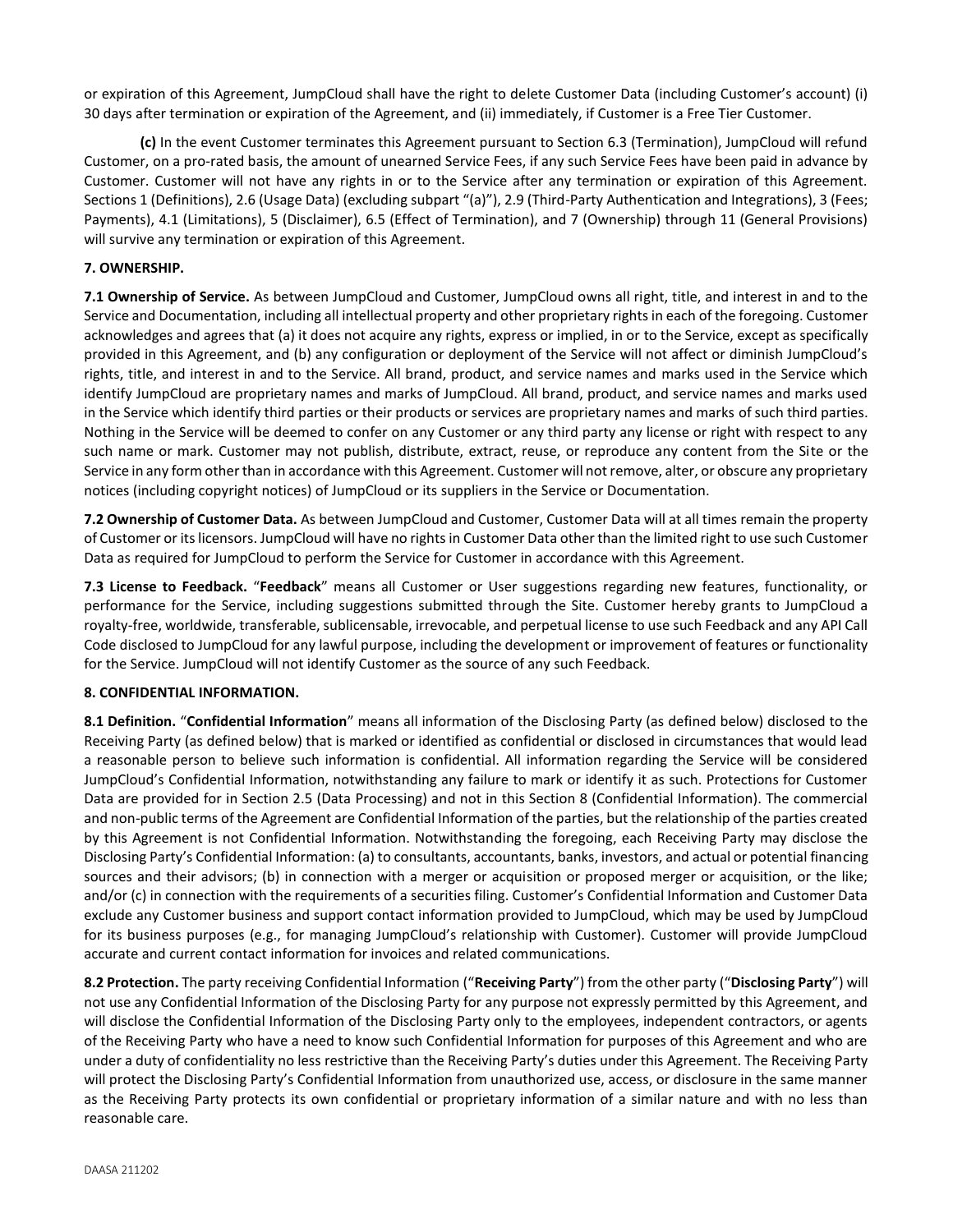or expiration of this Agreement, JumpCloud shall have the right to delete Customer Data (including Customer's account) (i) 30 days after termination or expiration of the Agreement, and (ii) immediately, if Customer is a Free Tier Customer.

**(c)** In the event Customer terminates this Agreement pursuant to Section 6.3 (Termination), JumpCloud will refund Customer, on a pro-rated basis, the amount of unearned Service Fees, if any such Service Fees have been paid in advance by Customer. Customer will not have any rights in or to the Service after any termination or expiration of this Agreement. Sections 1 (Definitions), 2.6 (Usage Data) (excluding subpart "(a)"), 2.9 (Third-Party Authentication and Integrations), 3 (Fees; Payments), 4.1 (Limitations), 5 (Disclaimer), 6.5 (Effect of Termination), and 7 (Ownership) through 11 (General Provisions) will survive any termination or expiration of this Agreement.

**7. OWNERSHIP.**

**7.1 Ownership of Service.** As between JumpCloud and Customer, JumpCloud owns all right, title, and interest in and to the Service and Documentation, including all intellectual property and other proprietary rights in each of the foregoing. Customer acknowledges and agrees that (a) it does not acquire any rights, express or implied, in or to the Service, except as specifically provided in this Agreement, and (b) any configuration or deployment of the Service will not affect or diminish JumpCloud's rights, title, and interest in and to the Service. All brand, product, and service names and marks used in the Service which identify JumpCloud are proprietary names and marks of JumpCloud. All brand, product, and service names and marks used in the Service which identify third parties or their products or services are proprietary names and marks of such third parties. Nothing in the Service will be deemed to confer on any Customer or any third party any license or right with respect to any such name or mark. Customer may not publish, distribute, extract, reuse, or reproduce any content from the Site or the Service in any form other than in accordance with this Agreement. Customer will not remove, alter, or obscure any proprietary notices (including copyright notices) of JumpCloud or its suppliers in the Service or Documentation.

**7.2 Ownership of Customer Data.** As between JumpCloud and Customer, Customer Data will at all times remain the property of Customer or its licensors. JumpCloud will have no rights in Customer Data other than the limited right to use such Customer Data as required for JumpCloud to perform the Service for Customer in accordance with this Agreement.

**7.3 License to Feedback.** "**Feedback**" means all Customer or User suggestions regarding new features, functionality, or performance for the Service, including suggestions submitted through the Site. Customer hereby grants to JumpCloud a royalty-free, worldwide, transferable, sublicensable, irrevocable, and perpetual license to use such Feedback and any API Call Code disclosed to JumpCloud for any lawful purpose, including the development or improvement of features or functionality for the Service. JumpCloud will not identify Customer as the source of any such Feedback.

**8. CONFIDENTIAL INFORMATION.**

**8.1 Definition.** "**Confidential Information**" means all information of the Disclosing Party (as defined below) disclosed to the Receiving Party (as defined below) that is marked or identified as confidential or disclosed in circumstances that would lead a reasonable person to believe such information is confidential. All information regarding the Service will be considered JumpCloud's Confidential Information, notwithstanding any failure to mark or identify it as such. Protections for Customer Data are provided for in Section 2.5 (Data Processing) and not in this Section 8 (Confidential Information). The commercial and non-public terms of the Agreement are Confidential Information of the parties, but the relationship of the parties created by this Agreement is not Confidential Information. Notwithstanding the foregoing, each Receiving Party may disclose the Disclosing Party's Confidential Information: (a) to consultants, accountants, banks, investors, and actual or potential financing sources and their advisors; (b) in connection with a merger or acquisition or proposed merger or acquisition, or the like; and/or (c) in connection with the requirements of a securities filing. Customer's Confidential Information and Customer Data exclude any Customer business and support contact information provided to JumpCloud, which may be used by JumpCloud for its business purposes (e.g., for managing JumpCloud's relationship with Customer). Customer will provide JumpCloud accurate and current contact information for invoices and related communications.

**8.2 Protection.** The party receiving Confidential Information ("**Receiving Party**") from the other party ("**Disclosing Party**") will not use any Confidential Information of the Disclosing Party for any purpose not expressly permitted by this Agreement, and will disclose the Confidential Information of the Disclosing Party only to the employees, independent contractors, or agents of the Receiving Party who have a need to know such Confidential Information for purposes of this Agreement and who are under a duty of confidentiality no less restrictive than the Receiving Party's duties under this Agreement. The Receiving Party will protect the Disclosing Party's Confidential Information from unauthorized use, access, or disclosure in the same manner as the Receiving Party protects its own confidential or proprietary information of a similar nature and with no less than reasonable care.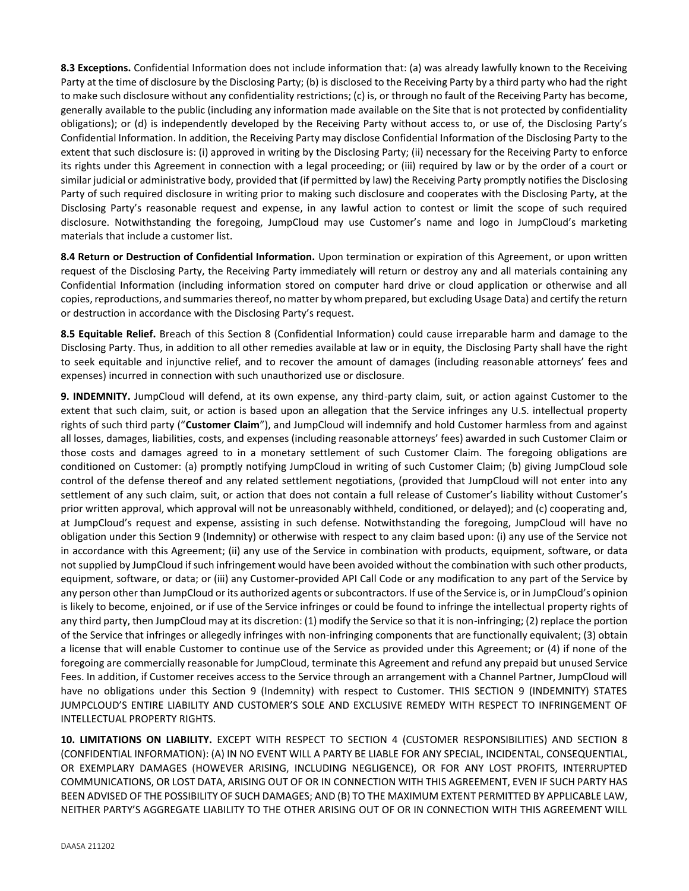**8.3 Exceptions.** Confidential Information does not include information that: (a) was already lawfully known to the Receiving Party at the time of disclosure by the Disclosing Party; (b) is disclosed to the Receiving Party by a third party who had the right to make such disclosure without any confidentiality restrictions; (c) is, or through no fault of the Receiving Party has become, generally available to the public (including any information made available on the Site that is not protected by confidentiality obligations); or (d) is independently developed by the Receiving Party without access to, or use of, the Disclosing Party's Confidential Information. In addition, the Receiving Party may disclose Confidential Information of the Disclosing Party to the extent that such disclosure is: (i) approved in writing by the Disclosing Party; (ii) necessary for the Receiving Party to enforce its rights under this Agreement in connection with a legal proceeding; or (iii) required by law or by the order of a court or similar judicial or administrative body, provided that (if permitted by law) the Receiving Party promptly notifies the Disclosing Party of such required disclosure in writing prior to making such disclosure and cooperates with the Disclosing Party, at the Disclosing Party's reasonable request and expense, in any lawful action to contest or limit the scope of such required disclosure. Notwithstanding the foregoing, JumpCloud may use Customer's name and logo in JumpCloud's marketing materials that include a customer list.

**8.4 Return or Destruction of Confidential Information.** Upon termination or expiration of this Agreement, or upon written request of the Disclosing Party, the Receiving Party immediately will return or destroy any and all materials containing any Confidential Information (including information stored on computer hard drive or cloud application or otherwise and all copies, reproductions, and summaries thereof, no matter by whom prepared, but excluding Usage Data) and certify the return or destruction in accordance with the Disclosing Party's request.

**8.5 Equitable Relief.** Breach of this Section 8 (Confidential Information) could cause irreparable harm and damage to the Disclosing Party. Thus, in addition to all other remedies available at law or in equity, the Disclosing Party shall have the right to seek equitable and injunctive relief, and to recover the amount of damages (including reasonable attorneys' fees and expenses) incurred in connection with such unauthorized use or disclosure.

**9. INDEMNITY.** JumpCloud will defend, at its own expense, any third-party claim, suit, or action against Customer to the extent that such claim, suit, or action is based upon an allegation that the Service infringes any U.S. intellectual property rights of such third party ("**Customer Claim**"), and JumpCloud will indemnify and hold Customer harmless from and against all losses, damages, liabilities, costs, and expenses (including reasonable attorneys' fees) awarded in such Customer Claim or those costs and damages agreed to in a monetary settlement of such Customer Claim. The foregoing obligations are conditioned on Customer: (a) promptly notifying JumpCloud in writing of such Customer Claim; (b) giving JumpCloud sole control of the defense thereof and any related settlement negotiations, (provided that JumpCloud will not enter into any settlement of any such claim, suit, or action that does not contain a full release of Customer's liability without Customer's prior written approval, which approval will not be unreasonably withheld, conditioned, or delayed); and (c) cooperating and, at JumpCloud's request and expense, assisting in such defense. Notwithstanding the foregoing, JumpCloud will have no obligation under this Section 9 (Indemnity) or otherwise with respect to any claim based upon: (i) any use of the Service not in accordance with this Agreement; (ii) any use of the Service in combination with products, equipment, software, or data not supplied by JumpCloud if such infringement would have been avoided without the combination with such other products, equipment, software, or data; or (iii) any Customer-provided API Call Code or any modification to any part of the Service by any person other than JumpCloud or its authorized agents or subcontractors. If use of the Service is, or in JumpCloud's opinion is likely to become, enjoined, or if use of the Service infringes or could be found to infringe the intellectual property rights of any third party, then JumpCloud may at its discretion: (1) modify the Service so that it is non-infringing; (2) replace the portion of the Service that infringes or allegedly infringes with non-infringing components that are functionally equivalent; (3) obtain a license that will enable Customer to continue use of the Service as provided under this Agreement; or (4) if none of the foregoing are commercially reasonable for JumpCloud, terminate this Agreement and refund any prepaid but unused Service Fees. In addition, if Customer receives access to the Service through an arrangement with a Channel Partner, JumpCloud will have no obligations under this Section 9 (Indemnity) with respect to Customer. THIS SECTION 9 (INDEMNITY) STATES JUMPCLOUD'S ENTIRE LIABILITY AND CUSTOMER'S SOLE AND EXCLUSIVE REMEDY WITH RESPECT TO INFRINGEMENT OF INTELLECTUAL PROPERTY RIGHTS.

**10. LIMITATIONS ON LIABILITY.** EXCEPT WITH RESPECT TO SECTION 4 (CUSTOMER RESPONSIBILITIES) AND SECTION 8 (CONFIDENTIAL INFORMATION): (A) IN NO EVENT WILL A PARTY BE LIABLE FOR ANY SPECIAL, INCIDENTAL, CONSEQUENTIAL, OR EXEMPLARY DAMAGES (HOWEVER ARISING, INCLUDING NEGLIGENCE), OR FOR ANY LOST PROFITS, INTERRUPTED COMMUNICATIONS, OR LOST DATA, ARISING OUT OF OR IN CONNECTION WITH THIS AGREEMENT, EVEN IF SUCH PARTY HAS BEEN ADVISED OF THE POSSIBILITY OF SUCH DAMAGES; AND (B) TO THE MAXIMUM EXTENT PERMITTED BY APPLICABLE LAW, NEITHER PARTY'S AGGREGATE LIABILITY TO THE OTHER ARISING OUT OF OR IN CONNECTION WITH THIS AGREEMENT WILL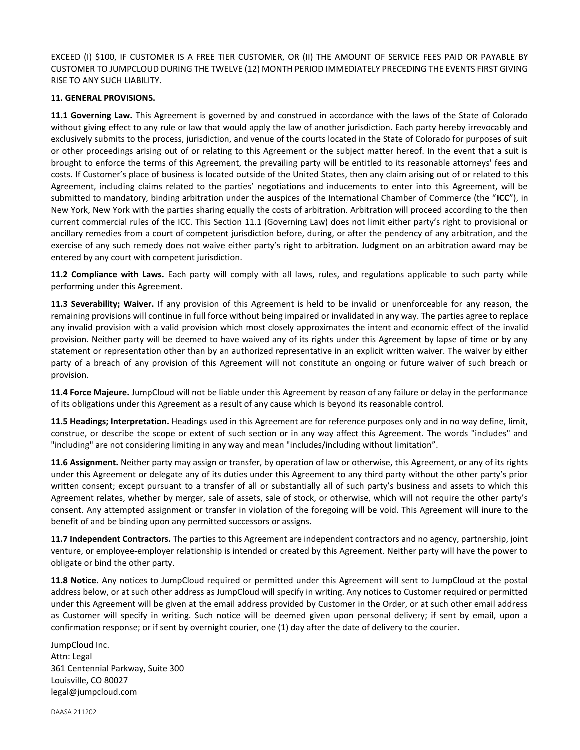EXCEED (I) $100, IF CUSTOMER IS A FREE TIER CUSTOMER, OR (II) THE AMOUNT OF SERVICE FEES PAID OR PAYABLE BY CUSTOMER TO JUMPCLOUD DURING THE TWELVE (12) MONTH PERIOD IMMEDIATELY PRECEDING THE EVENTS FIRST GIVING RISE TO ANY SUCH LIABILITY.

**11. GENERAL PROVISIONS.**

**11.1 Governing Law.** This Agreement is governed by and construed in accordance with the laws of the State of Colorado without giving effect to any rule or law that would apply the law of another jurisdiction. Each party hereby irrevocably and exclusively submits to the process, jurisdiction, and venue of the courts located in the State of Colorado for purposes of suit or other proceedings arising out of or relating to this Agreement or the subject matter hereof. In the event that a suit is brought to enforce the terms of this Agreement, the prevailing party will be entitled to its reasonable attorneys' fees and costs. If Customer's place of business is located outside of the United States, then any claim arising out of or related to this Agreement, including claims related to the parties' negotiations and inducements to enter into this Agreement, will be submitted to mandatory, binding arbitration under the auspices of the International Chamber of Commerce (the "**ICC**"), in New York, New York with the parties sharing equally the costs of arbitration. Arbitration will proceed according to the then current commercial rules of the ICC. This Section 11.1 (Governing Law) does not limit either party's right to provisional or ancillary remedies from a court of competent jurisdiction before, during, or after the pendency of any arbitration, and the exercise of any such remedy does not waive either party's right to arbitration. Judgment on an arbitration award may be entered by any court with competent jurisdiction.

**11.2 Compliance with Laws.** Each party will comply with all laws, rules, and regulations applicable to such party while performing under this Agreement.

**11.3 Severability; Waiver.** If any provision of this Agreement is held to be invalid or unenforceable for any reason, the remaining provisions will continue in full force without being impaired or invalidated in any way. The parties agree to replace any invalid provision with a valid provision which most closely approximates the intent and economic effect of the invalid provision. Neither party will be deemed to have waived any of its rights under this Agreement by lapse of time or by any statement or representation other than by an authorized representative in an explicit written waiver. The waiver by either party of a breach of any provision of this Agreement will not constitute an ongoing or future waiver of such breach or provision.

**11.4 Force Majeure.** JumpCloud will not be liable under this Agreement by reason of any failure or delay in the performance of its obligations under this Agreement as a result of any cause which is beyond its reasonable control.

**11.5 Headings; Interpretation.** Headings used in this Agreement are for reference purposes only and in no way define, limit, construe, or describe the scope or extent of such section or in any way affect this Agreement. The words "includes" and "including" are not considering limiting in any way and mean "includes/including without limitation".

**11.6 Assignment.** Neither party may assign or transfer, by operation of law or otherwise, this Agreement, or any of its rights under this Agreement or delegate any of its duties under this Agreement to any third party without the other party's prior written consent; except pursuant to a transfer of all or substantially all of such party's business and assets to which this Agreement relates, whether by merger, sale of assets, sale of stock, or otherwise, which will not require the other party's consent. Any attempted assignment or transfer in violation of the foregoing will be void. This Agreement will inure to the benefit of and be binding upon any permitted successors or assigns.

**11.7 Independent Contractors.** The parties to this Agreement are independent contractors and no agency, partnership, joint venture, or employee-employer relationship is intended or created by this Agreement. Neither party will have the power to obligate or bind the other party.

**11.8 Notice.** Any notices to JumpCloud required or permitted under this Agreement will sent to JumpCloud at the postal address below, or at such other address as JumpCloud will specify in writing. Any notices to Customer required or permitted under this Agreement will be given at the email address provided by Customer in the Order, or at such other email address as Customer will specify in writing. Such notice will be deemed given upon personal delivery; if sent by email, upon a confirmation response; or if sent by overnight courier, one (1) day after the date of delivery to the courier.

JumpCloud Inc.
Attn: Legal
361 Centennial Parkway, Suite 300
Louisville, CO 80027
legal@jumpcloud.com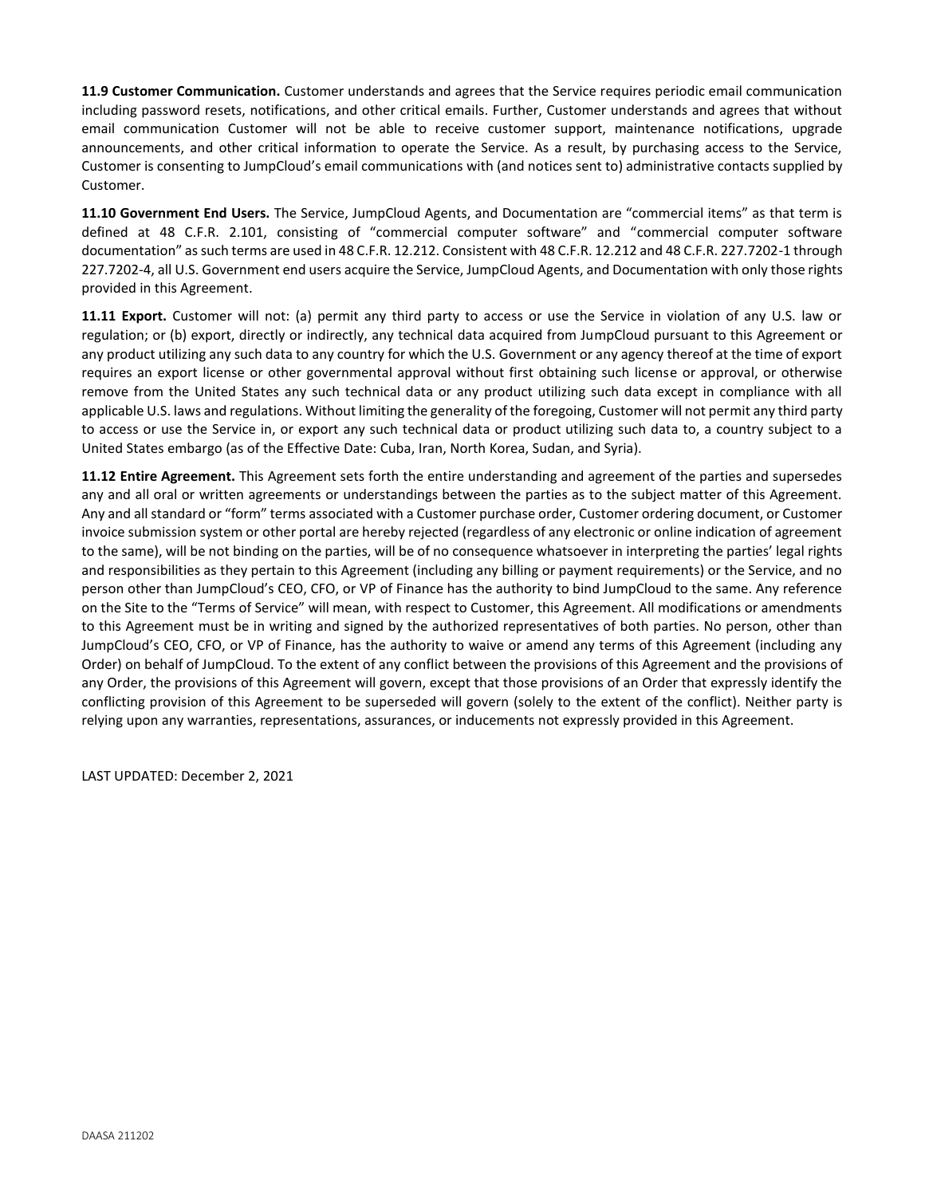**11.9 Customer Communication.** Customer understands and agrees that the Service requires periodic email communication including password resets, notifications, and other critical emails. Further, Customer understands and agrees that without email communication Customer will not be able to receive customer support, maintenance notifications, upgrade announcements, and other critical information to operate the Service. As a result, by purchasing access to the Service, Customer is consenting to JumpCloud's email communications with (and notices sent to) administrative contacts supplied by Customer.

**11.10 Government End Users.** The Service, JumpCloud Agents, and Documentation are "commercial items" as that term is defined at 48 C.F.R. 2.101, consisting of "commercial computer software" and "commercial computer software documentation" as such terms are used in 48 C.F.R. 12.212. Consistent with 48 C.F.R. 12.212 and 48 C.F.R. 227.7202-1 through 227.7202-4, all U.S. Government end users acquire the Service, JumpCloud Agents, and Documentation with only those rights provided in this Agreement.

**11.11 Export.** Customer will not: (a) permit any third party to access or use the Service in violation of any U.S. law or regulation; or (b) export, directly or indirectly, any technical data acquired from JumpCloud pursuant to this Agreement or any product utilizing any such data to any country for which the U.S. Government or any agency thereof at the time of export requires an export license or other governmental approval without first obtaining such license or approval, or otherwise remove from the United States any such technical data or any product utilizing such data except in compliance with all applicable U.S. laws and regulations. Without limiting the generality of the foregoing, Customer will not permit any third party to access or use the Service in, or export any such technical data or product utilizing such data to, a country subject to a United States embargo (as of the Effective Date: Cuba, Iran, North Korea, Sudan, and Syria).

**11.12 Entire Agreement.** This Agreement sets forth the entire understanding and agreement of the parties and supersedes any and all oral or written agreements or understandings between the parties as to the subject matter of this Agreement. Any and all standard or "form" terms associated with a Customer purchase order, Customer ordering document, or Customer invoice submission system or other portal are hereby rejected (regardless of any electronic or online indication of agreement to the same), will be not binding on the parties, will be of no consequence whatsoever in interpreting the parties' legal rights and responsibilities as they pertain to this Agreement (including any billing or payment requirements) or the Service, and no person other than JumpCloud's CEO, CFO, or VP of Finance has the authority to bind JumpCloud to the same. Any reference on the Site to the "Terms of Service" will mean, with respect to Customer, this Agreement. All modifications or amendments to this Agreement must be in writing and signed by the authorized representatives of both parties. No person, other than JumpCloud's CEO, CFO, or VP of Finance, has the authority to waive or amend any terms of this Agreement (including any Order) on behalf of JumpCloud. To the extent of any conflict between the provisions of this Agreement and the provisions of any Order, the provisions of this Agreement will govern, except that those provisions of an Order that expressly identify the conflicting provision of this Agreement to be superseded will govern (solely to the extent of the conflict). Neither party is relying upon any warranties, representations, assurances, or inducements not expressly provided in this Agreement.

LAST UPDATED: December 2, 2021